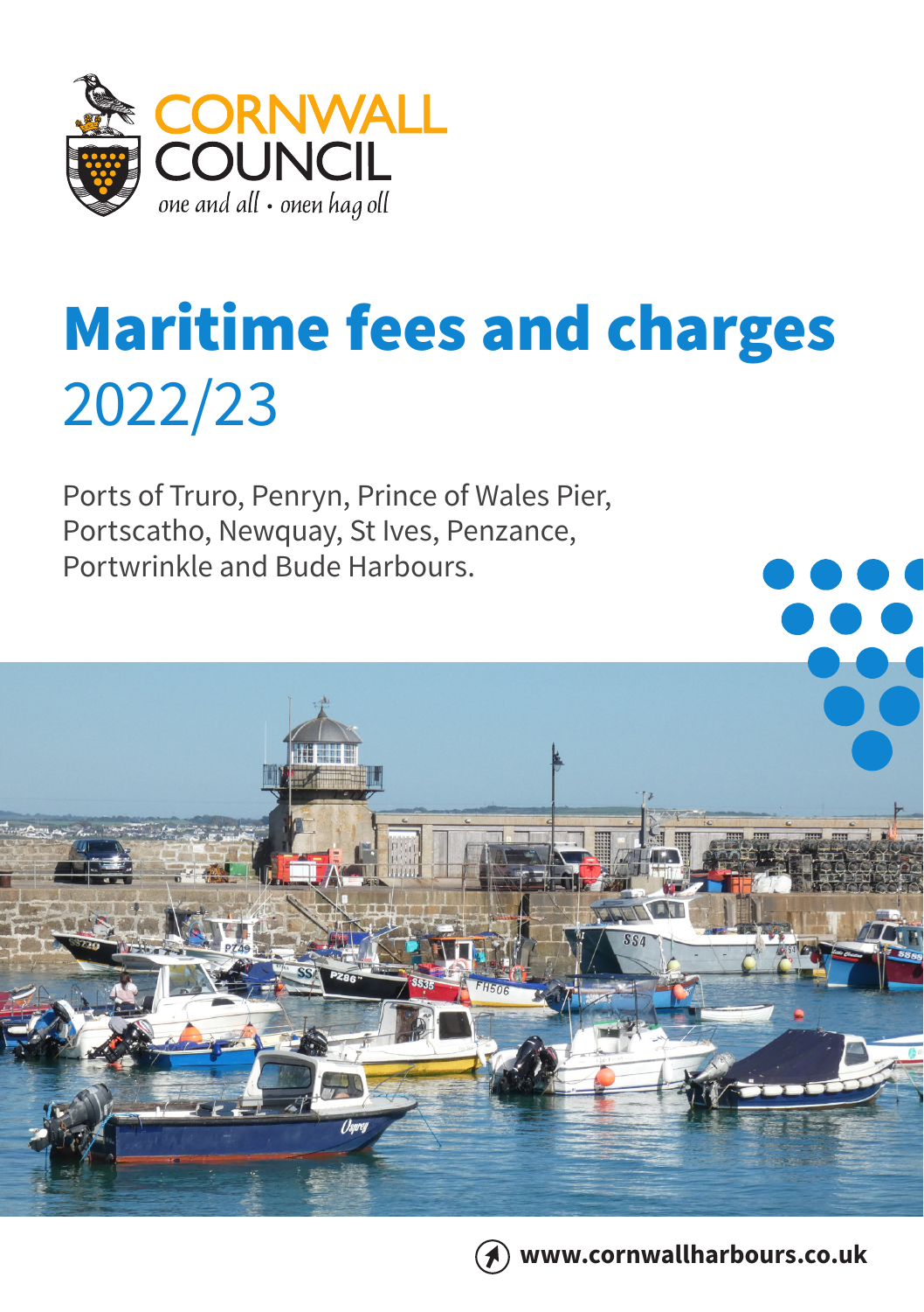CORNWALL COUNCIL

*one and all • onen hag oll*

# Maritime fees and charges

## 2022/23

Ports of Truro, Penryn, Prince of Wales Pier, Portscatho, Newquay, St Ives, Penzance, Portwrinkle and Bude Harbours.

**www.cornwallharbours.co.uk**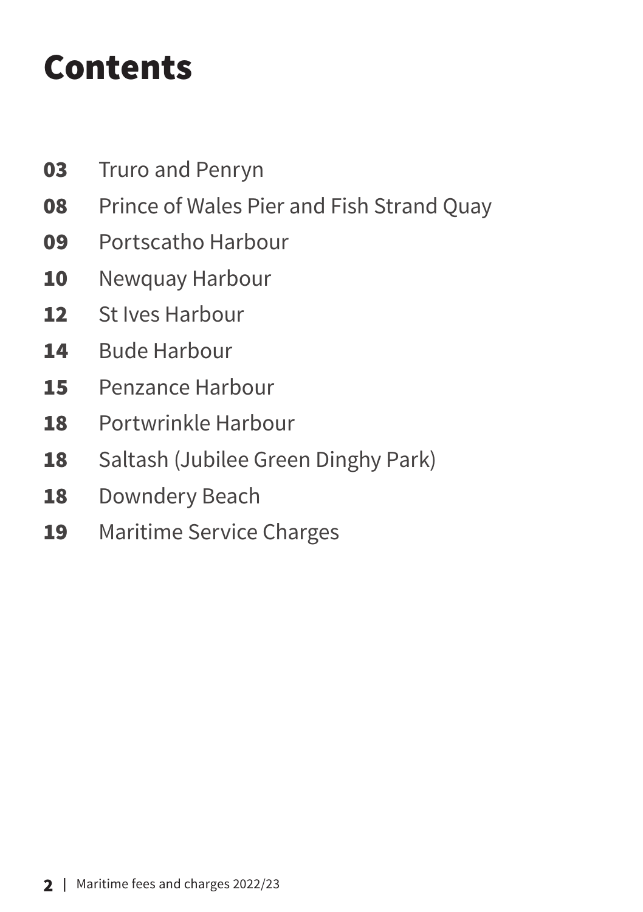# Contents

- **03** Truro and Penryn
- **08** Prince of Wales Pier and Fish Strand Quay
- **09** Portscatho Harbour
- **10** Newquay Harbour
- **12** St Ives Harbour
- **14** Bude Harbour
- **15** Penzance Harbour
- **18** Portwrinkle Harbour
- **18** Saltash (Jubilee Green Dinghy Park)
- **18** Downdery Beach
- **19** Maritime Service Charges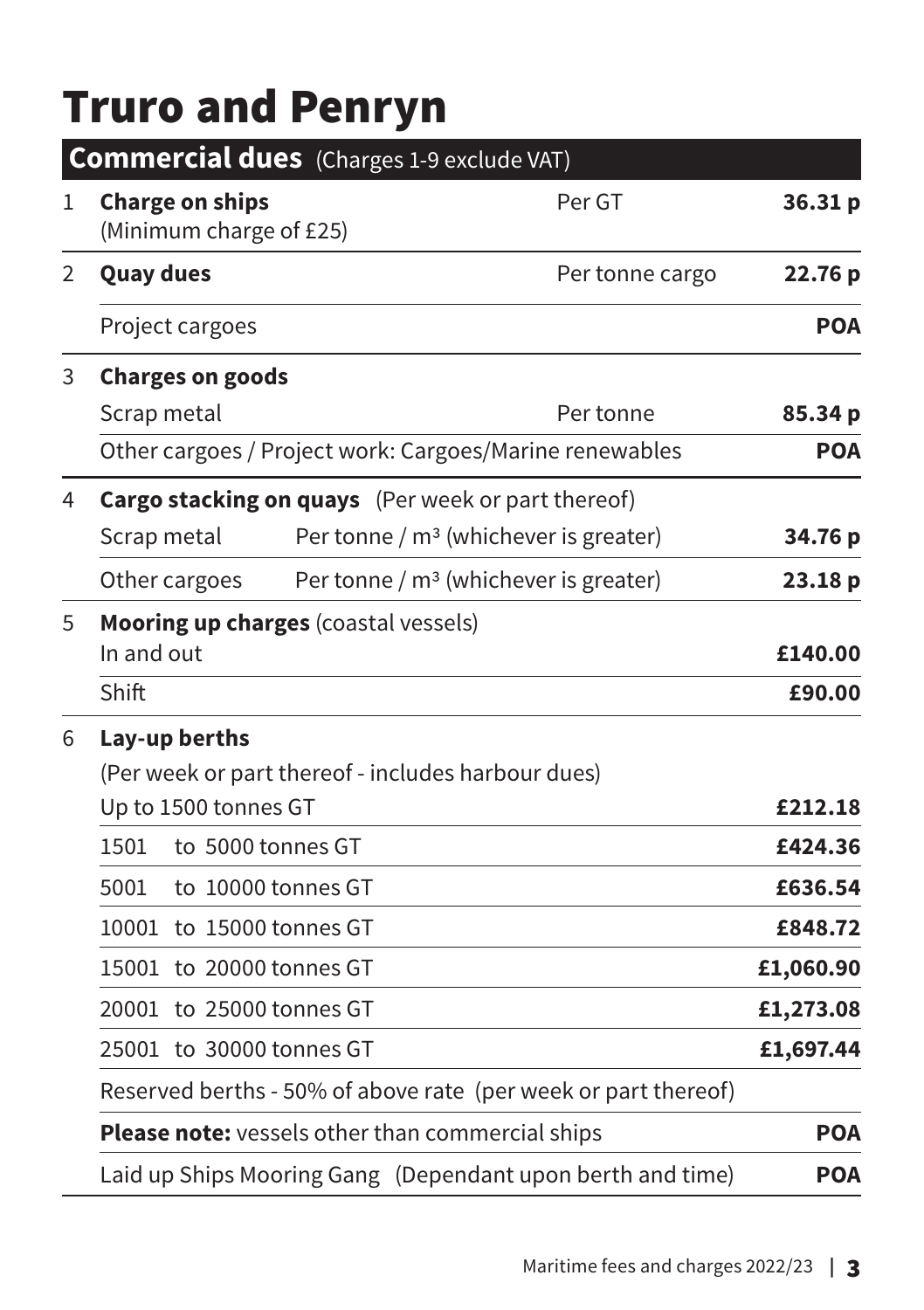# Truro and Penryn

## Commercial dues (Charges 1-9 exclude VAT)

| | | | |
|---|---|---|---|
| 1 | **Charge on ships** (Minimum charge of £25) | Per GT | **36.31 p** |
| 2 | **Quay dues** | Per tonne cargo | **22.76 p** |
| | Project cargoes | | **POA** |
| 3 | **Charges on goods** | | |
| | Scrap metal | Per tonne | **85.34 p** |
| | Other cargoes / Project work: Cargoes/Marine renewables | | **POA** |
| 4 | **Cargo stacking on quays** (Per week or part thereof) | | |
| | Scrap metal | Per tonne / m³ (whichever is greater) | **34.76 p** |
| | Other cargoes | Per tonne / m³ (whichever is greater) | **23.18 p** |
| 5 | **Mooring up charges** (coastal vessels) | | |
| | In and out | | **£140.00** |
| | Shift | | **£90.00** |
| 6 | **Lay-up berths** | | |
| | (Per week or part thereof - includes harbour dues) | | |
| | Up to 1500 tonnes GT | | **£212.18** |
| | 1501 to 5000 tonnes GT | | **£424.36** |
| | 5001 to 10000 tonnes GT | | **£636.54** |
| | 10001 to 15000 tonnes GT | | **£848.72** |
| | 15001 to 20000 tonnes GT | | **£1,060.90** |
| | 20001 to 25000 tonnes GT | | **£1,273.08** |
| | 25001 to 30000 tonnes GT | | **£1,697.44** |
| | Reserved berths - 50% of above rate (per week or part thereof) | | |
| | **Please note:** vessels other than commercial ships | | **POA** |
| | Laid up Ships Mooring Gang (Dependant upon berth and time) | | **POA** |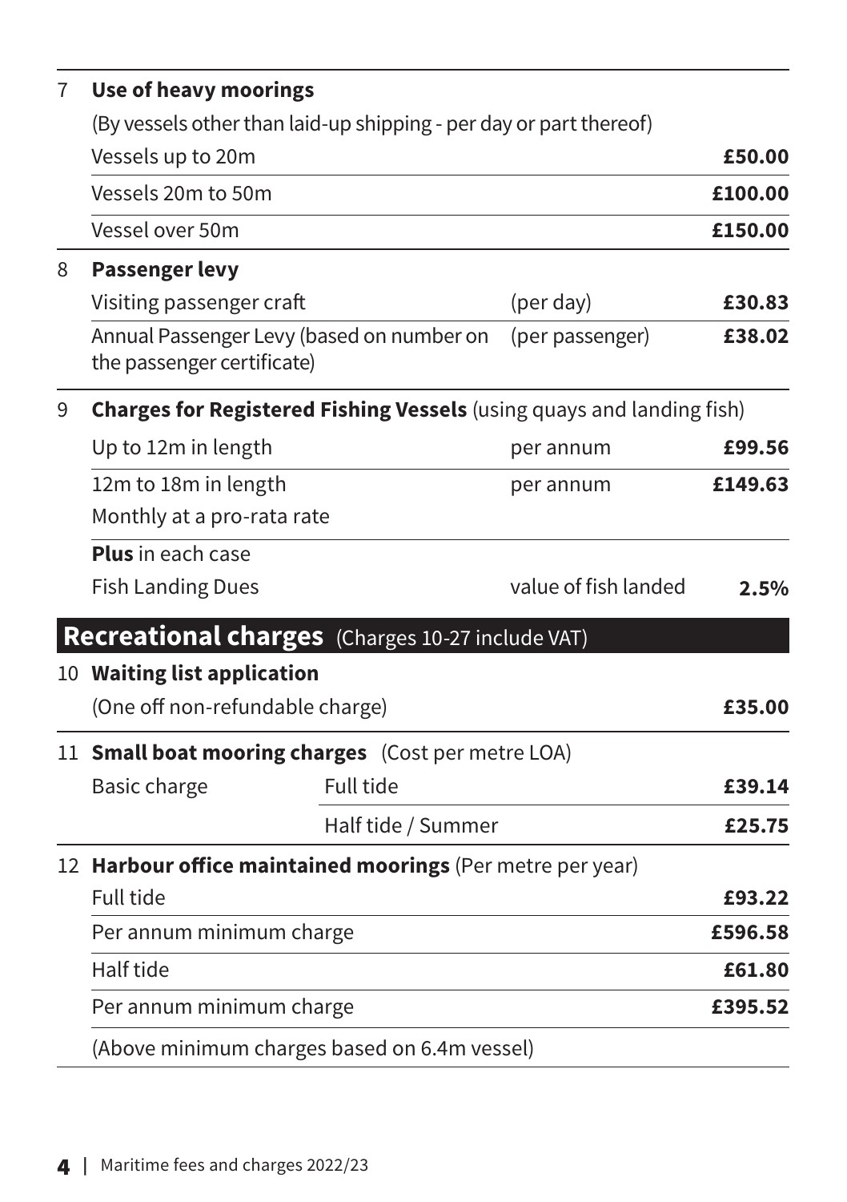| | | | |
|---|---|---|---|
| 7 | **Use of heavy moorings** | | |
| | (By vessels other than laid-up shipping - per day or part thereof) | | |
| | Vessels up to 20m | | **£50.00** |
| | Vessels 20m to 50m | | **£100.00** |
| | Vessel over 50m | | **£150.00** |
| 8 | **Passenger levy** | | |
| | Visiting passenger craft | (per day) | **£30.83** |
| | Annual Passenger Levy (based on number on the passenger certificate) | (per passenger) | **£38.02** |
| 9 | **Charges for Registered Fishing Vessels** (using quays and landing fish) | | |
| | Up to 12m in length | per annum | **£99.56** |
| | 12m to 18m in length | per annum | **£149.63** |
| | Monthly at a pro-rata rate | | |
| | **Plus** in each case | | |
| | Fish Landing Dues | value of fish landed | **2.5%** |

## Recreational charges (Charges 10-27 include VAT)

| | | | |
|---|---|---|---|
| 10 | **Waiting list application** | | |
| | (One off non-refundable charge) | | **£35.00** |
| 11 | **Small boat mooring charges** (Cost per metre LOA) | | |
| | Basic charge | Full tide | **£39.14** |
| | | Half tide / Summer | **£25.75** |
| 12 | **Harbour office maintained moorings** (Per metre per year) | | |
| | Full tide | | **£93.22** |
| | Per annum minimum charge | | **£596.58** |
| | Half tide | | **£61.80** |
| | Per annum minimum charge | | **£395.52** |
| | (Above minimum charges based on 6.4m vessel) | | |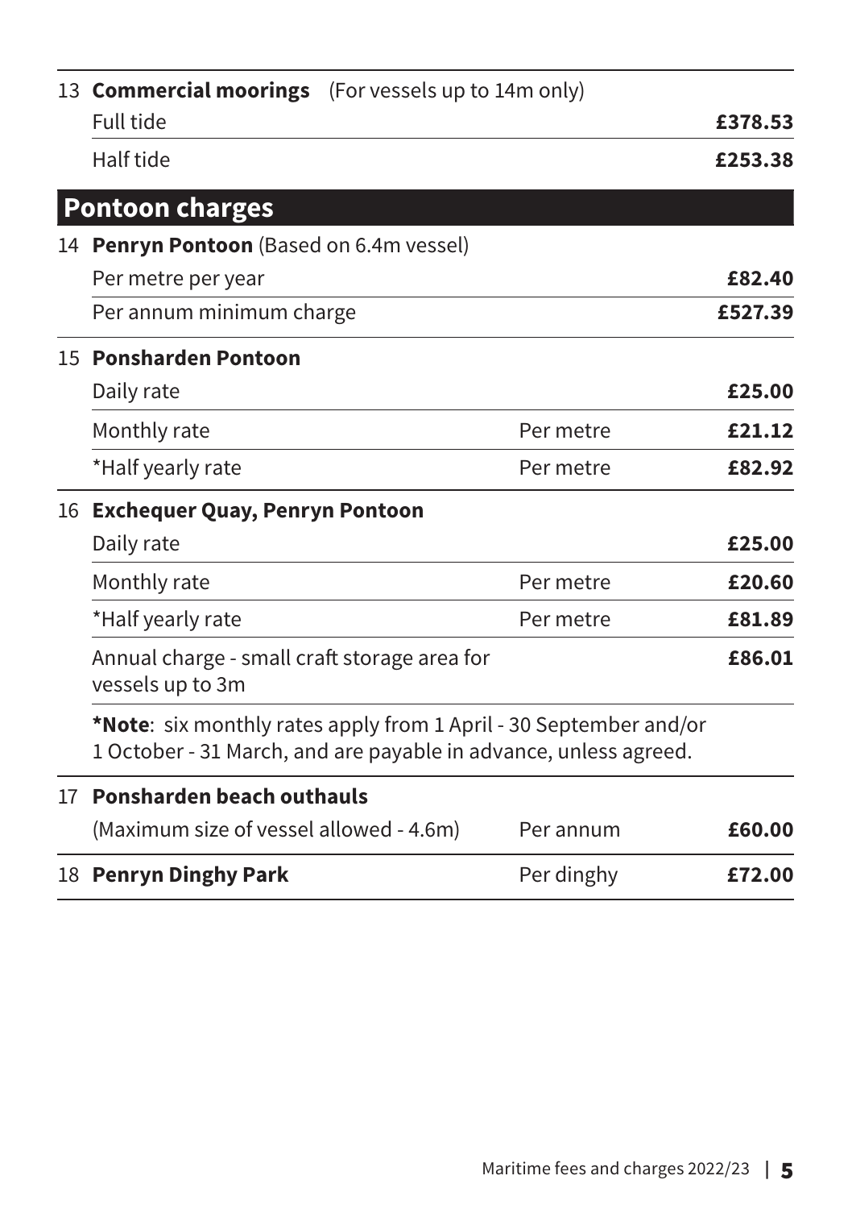| | | | |
|---|---|---|---|
| 13 | **Commercial moorings** (For vessels up to 14m only) | | |
| | Full tide | | **£378.53** |
| | Half tide | | **£253.38** |

## Pontoon charges

| | | | |
|---|---|---|---|
| 14 | **Penryn Pontoon** (Based on 6.4m vessel) | | |
| | Per metre per year | | **£82.40** |
| | Per annum minimum charge | | **£527.39** |
| 15 | **Ponsharden Pontoon** | | |
| | Daily rate | | **£25.00** |
| | Monthly rate | Per metre | **£21.12** |
| | *Half yearly rate | Per metre | **£82.92** |
| 16 | **Exchequer Quay, Penryn Pontoon** | | |
| | Daily rate | | **£25.00** |
| | Monthly rate | Per metre | **£20.60** |
| | *Half yearly rate | Per metre | **£81.89** |
| | Annual charge - small craft storage area for vessels up to 3m | | **£86.01** |

***Note**: six monthly rates apply from 1 April - 30 September and/or 1 October - 31 March, and are payable in advance, unless agreed.

| | | | |
|---|---|---|---|
| 17 | **Ponsharden beach outhauls** | | |
| | (Maximum size of vessel allowed - 4.6m) | Per annum | **£60.00** |
| 18 | **Penryn Dinghy Park** | Per dinghy | **£72.00** |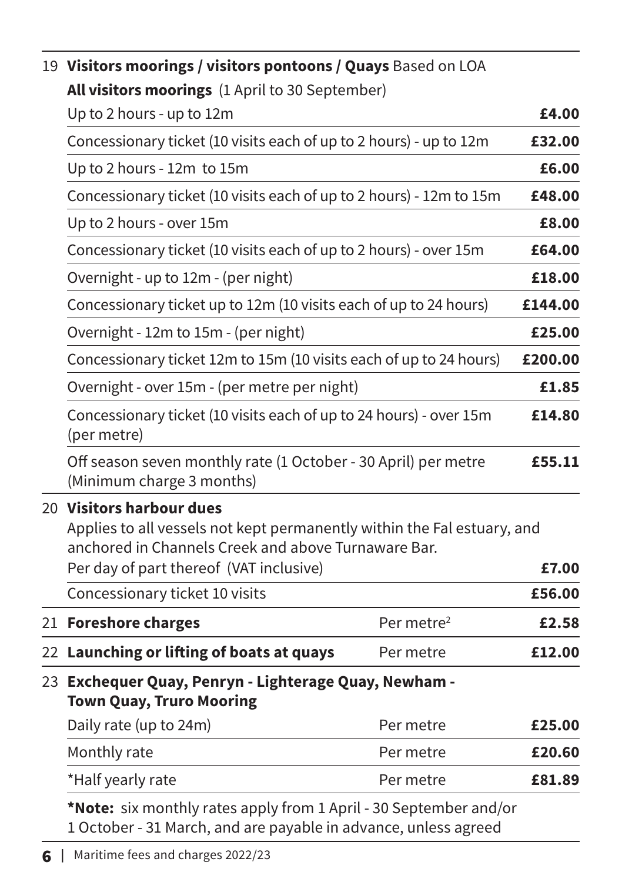| | | | |
|---|---|---|---|
| 19 | **Visitors moorings / visitors pontoons / Quays** Based on LOA | | |
| | **All visitors moorings** (1 April to 30 September) | | |
| | Up to 2 hours - up to 12m | | **£4.00** |
| | Concessionary ticket (10 visits each of up to 2 hours) - up to 12m | | **£32.00** |
| | Up to 2 hours - 12m to 15m | | **£6.00** |
| | Concessionary ticket (10 visits each of up to 2 hours) - 12m to 15m | | **£48.00** |
| | Up to 2 hours - over 15m | | **£8.00** |
| | Concessionary ticket (10 visits each of up to 2 hours) - over 15m | | **£64.00** |
| | Overnight - up to 12m - (per night) | | **£18.00** |
| | Concessionary ticket up to 12m (10 visits each of up to 24 hours) | | **£144.00** |
| | Overnight - 12m to 15m - (per night) | | **£25.00** |
| | Concessionary ticket 12m to 15m (10 visits each of up to 24 hours) | | **£200.00** |
| | Overnight - over 15m - (per metre per night) | | **£1.85** |
| | Concessionary ticket (10 visits each of up to 24 hours) - over 15m (per metre) | | **£14.80** |
| | Off season seven monthly rate (1 October - 30 April) per metre (Minimum charge 3 months) | | **£55.11** |
| 20 | **Visitors harbour dues** Applies to all vessels not kept permanently within the Fal estuary, and anchored in Channels Creek and above Turnaware Bar. | | |
| | Per day of part thereof (VAT inclusive) | | **£7.00** |
| | Concessionary ticket 10 visits | | **£56.00** |
| 21 | **Foreshore charges** | Per metre[2] | **£2.58** |
| 22 | **Launching or lifting of boats at quays** | Per metre | **£12.00** |
| 23 | **Exchequer Quay, Penryn - Lighterage Quay, Newham - Town Quay, Truro Mooring** | | |
| | Daily rate (up to 24m) | Per metre | **£25.00** |
| | Monthly rate | Per metre | **£20.60** |
| | *Half yearly rate | Per metre | **£81.89** |

***Note:** six monthly rates apply from 1 April - 30 September and/or 1 October - 31 March, and are payable in advance, unless agreed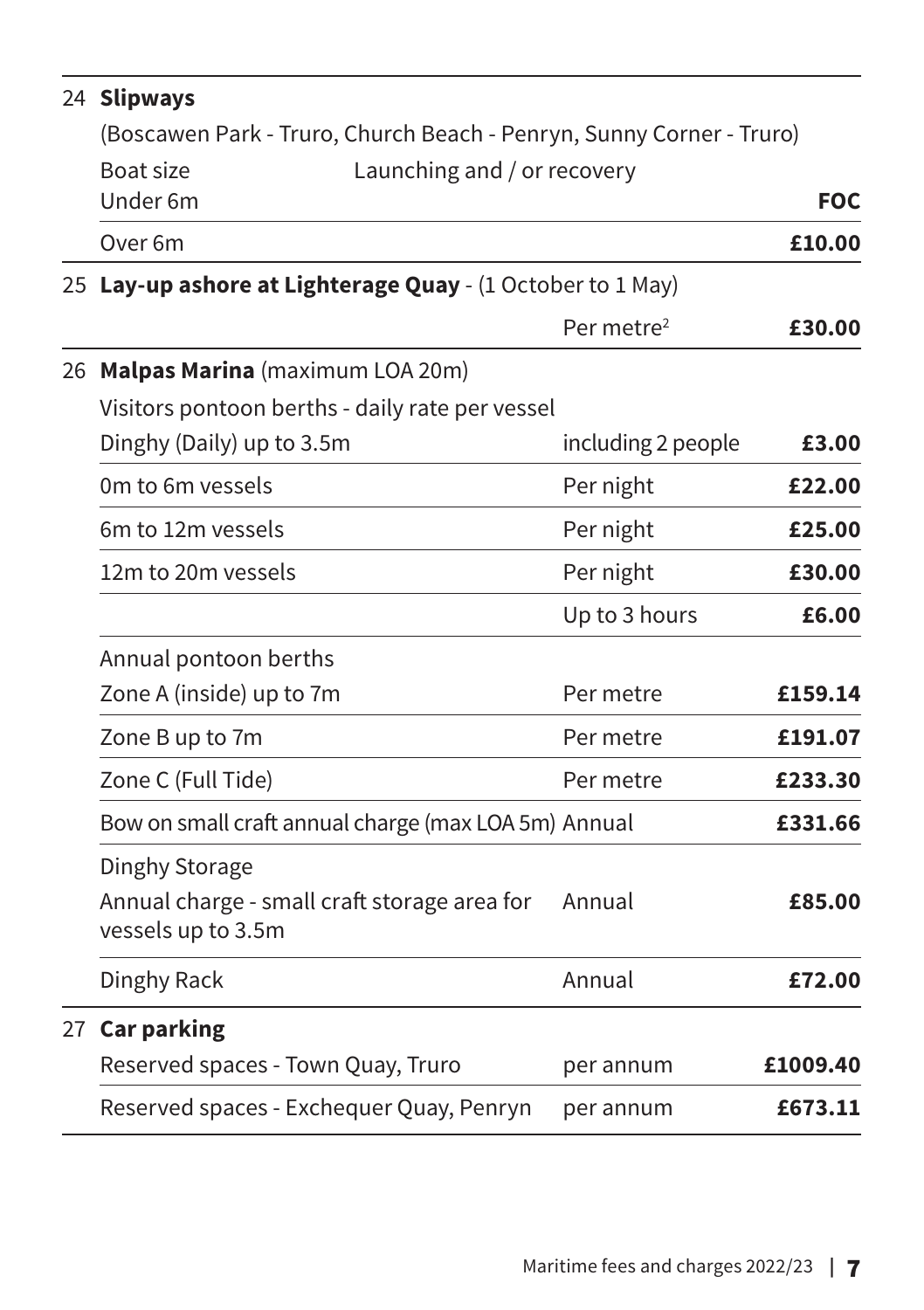| | | | |
|---|---|---|---|
| 24 | **Slipways** | | |
| | (Boscawen Park - Truro, Church Beach - Penryn, Sunny Corner - Truro) | | |
| | Boat size | Launching and / or recovery | |
| | Under 6m | | **FOC** |
| | Over 6m | | **£10.00** |
| 25 | **Lay-up ashore at Lighterage Quay** - (1 October to 1 May) | | |
| | | Per metre² | **£30.00** |
| 26 | **Malpas Marina** (maximum LOA 20m) | | |
| | Visitors pontoon berths - daily rate per vessel | | |
| | Dinghy (Daily) up to 3.5m | including 2 people | **£3.00** |
| | 0m to 6m vessels | Per night | **£22.00** |
| | 6m to 12m vessels | Per night | **£25.00** |
| | 12m to 20m vessels | Per night | **£30.00** |
| | | Up to 3 hours | **£6.00** |
| | Annual pontoon berths | | |
| | Zone A (inside) up to 7m | Per metre | **£159.14** |
| | Zone B up to 7m | Per metre | **£191.07** |
| | Zone C (Full Tide) | Per metre | **£233.30** |
| | Bow on small craft annual charge (max LOA 5m) | Annual | **£331.66** |
| | Dinghy Storage | | |
| | Annual charge - small craft storage area for vessels up to 3.5m | Annual | **£85.00** |
| | Dinghy Rack | Annual | **£72.00** |
| 27 | **Car parking** | | |
| | Reserved spaces - Town Quay, Truro | per annum | **£1009.40** |
| | Reserved spaces - Exchequer Quay, Penryn | per annum | **£673.11** |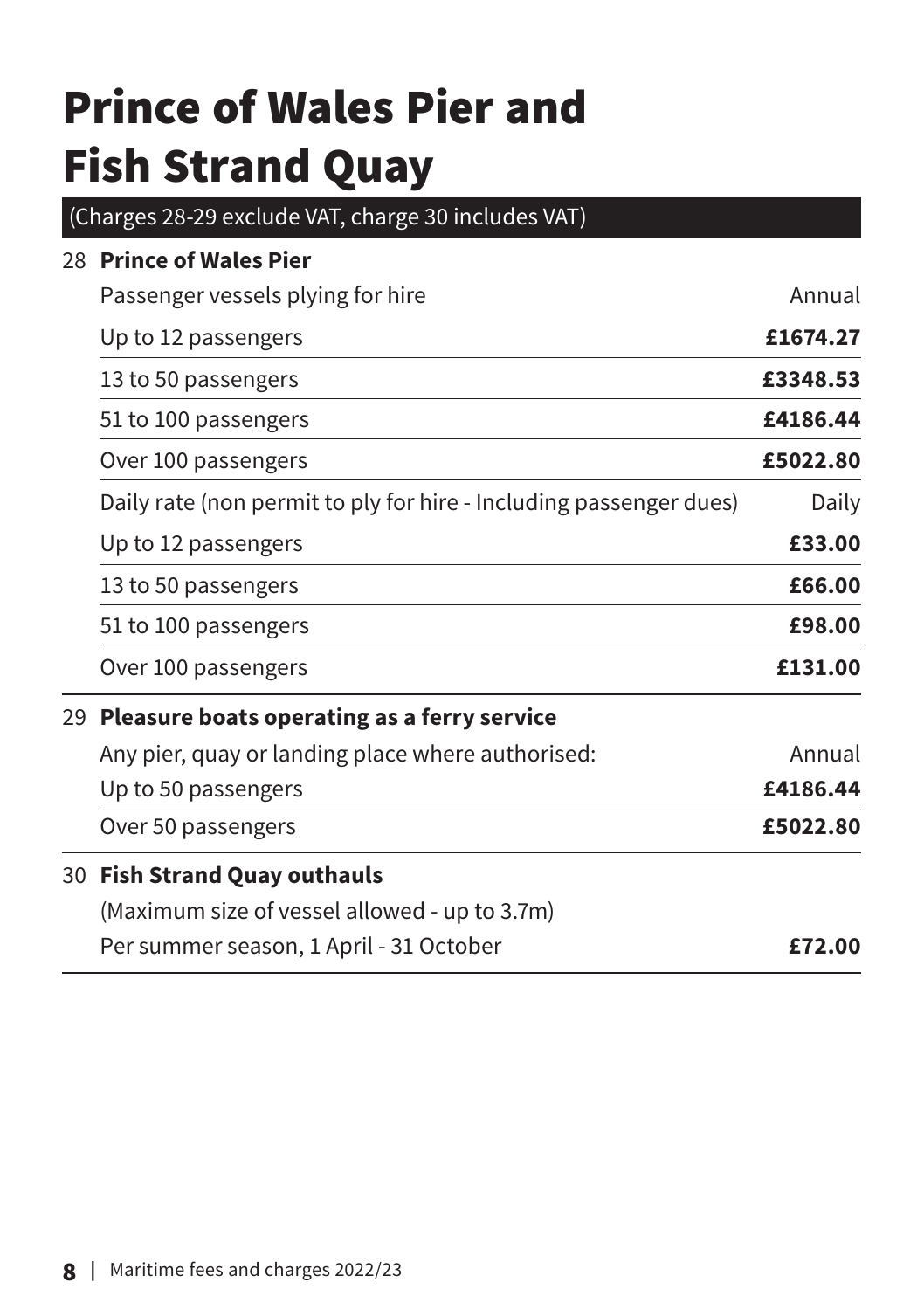# Prince of Wales Pier and Fish Strand Quay

(Charges 28-29 exclude VAT, charge 30 includes VAT)

| | | |
|---|---|---|
| 28 | **Prince of Wales Pier** | |
| | Passenger vessels plying for hire | Annual |
| | Up to 12 passengers | **£1674.27** |
| | 13 to 50 passengers | **£3348.53** |
| | 51 to 100 passengers | **£4186.44** |
| | Over 100 passengers | **£5022.80** |
| | Daily rate (non permit to ply for hire - Including passenger dues) | Daily |
| | Up to 12 passengers | **£33.00** |
| | 13 to 50 passengers | **£66.00** |
| | 51 to 100 passengers | **£98.00** |
| | Over 100 passengers | **£131.00** |
| 29 | **Pleasure boats operating as a ferry service** | |
| | Any pier, quay or landing place where authorised: | Annual |
| | Up to 50 passengers | **£4186.44** |
| | Over 50 passengers | **£5022.80** |
| 30 | **Fish Strand Quay outhauls** | |
| | (Maximum size of vessel allowed - up to 3.7m) | |
| | Per summer season, 1 April - 31 October | **£72.00** |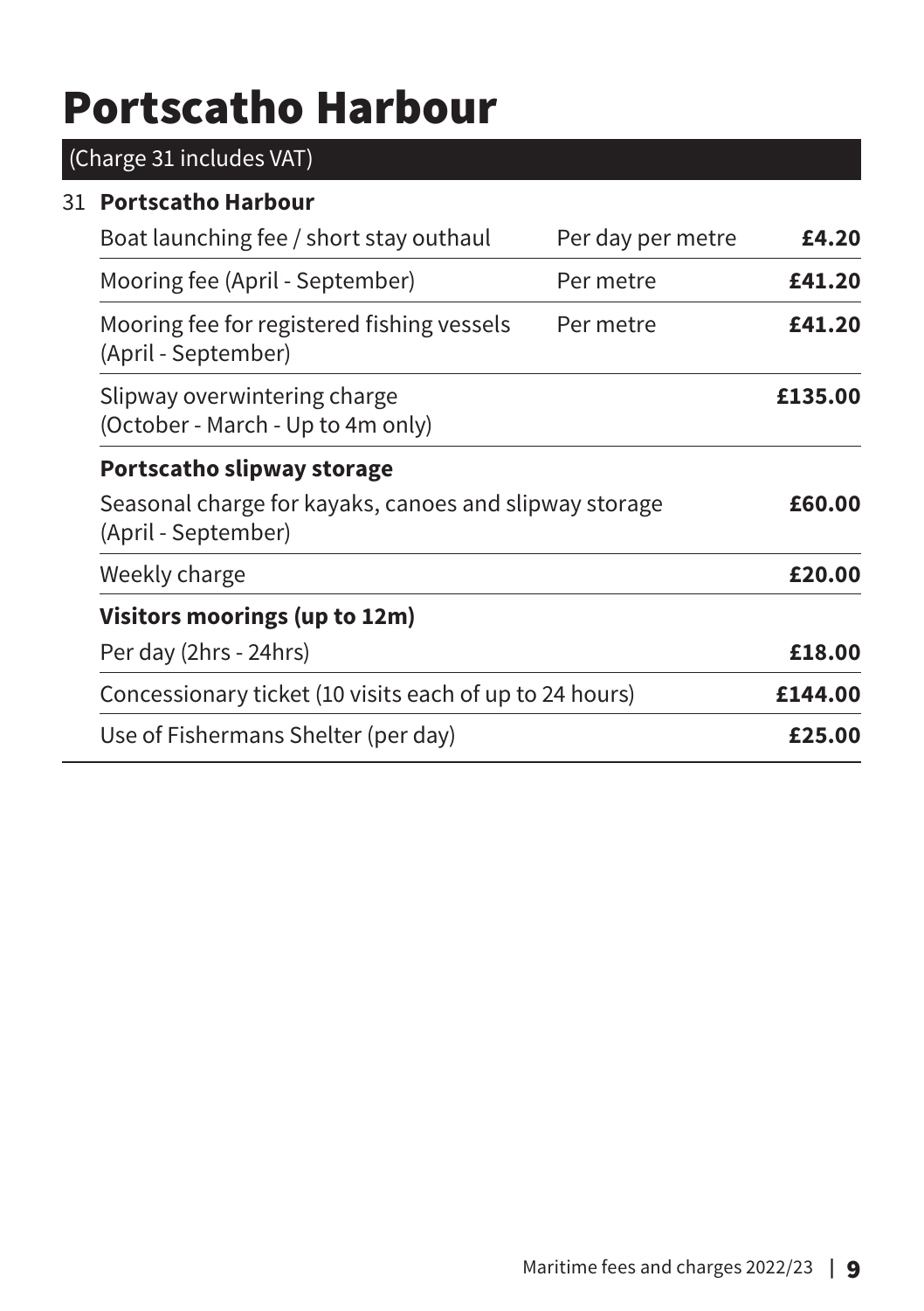# Portscatho Harbour

(Charge 31 includes VAT)

| | | | |
|---|---|---|---|
| 31 | **Portscatho Harbour** | | |
| | Boat launching fee / short stay outhaul | Per day per metre | **£4.20** |
| | Mooring fee (April - September) | Per metre | **£41.20** |
| | Mooring fee for registered fishing vessels (April - September) | Per metre | **£41.20** |
| | Slipway overwintering charge (October - March - Up to 4m only) | | **£135.00** |
| | **Portscatho slipway storage** | | |
| | Seasonal charge for kayaks, canoes and slipway storage (April - September) | | **£60.00** |
| | Weekly charge | | **£20.00** |
| | **Visitors moorings (up to 12m)** | | |
| | Per day (2hrs - 24hrs) | | **£18.00** |
| | Concessionary ticket (10 visits each of up to 24 hours) | | **£144.00** |
| | Use of Fishermans Shelter (per day) | | **£25.00** |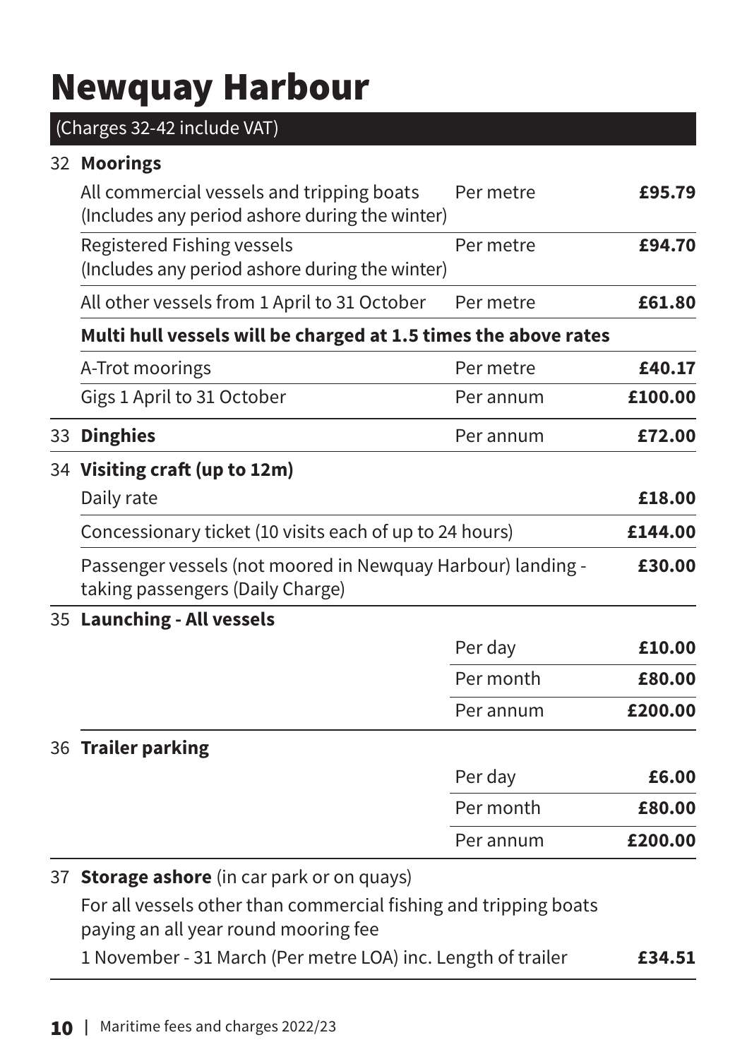# Newquay Harbour

(Charges 32-42 include VAT)

| | | | |
|---|---|---|---|
| 32 | **Moorings** | | |
| | All commercial vessels and tripping boats (Includes any period ashore during the winter) | Per metre | **£95.79** |
| | Registered Fishing vessels (Includes any period ashore during the winter) | Per metre | **£94.70** |
| | All other vessels from 1 April to 31 October | Per metre | **£61.80** |
| | **Multi hull vessels will be charged at 1.5 times the above rates** | | |
| | A-Trot moorings | Per metre | **£40.17** |
| | Gigs 1 April to 31 October | Per annum | **£100.00** |
| 33 | **Dinghies** | Per annum | **£72.00** |
| 34 | **Visiting craft (up to 12m)** | | |
| | Daily rate | | **£18.00** |
| | Concessionary ticket (10 visits each of up to 24 hours) | | **£144.00** |
| | Passenger vessels (not moored in Newquay Harbour) landing - taking passengers (Daily Charge) | | **£30.00** |
| 35 | **Launching - All vessels** | | |
| | | Per day | **£10.00** |
| | | Per month | **£80.00** |
| | | Per annum | **£200.00** |
| 36 | **Trailer parking** | | |
| | | Per day | **£6.00** |
| | | Per month | **£80.00** |
| | | Per annum | **£200.00** |
| 37 | **Storage ashore** (in car park or on quays) | | |
| | For all vessels other than commercial fishing and tripping boats paying an all year round mooring fee | | |
| | 1 November - 31 March (Per metre LOA) inc. Length of trailer | | **£34.51** |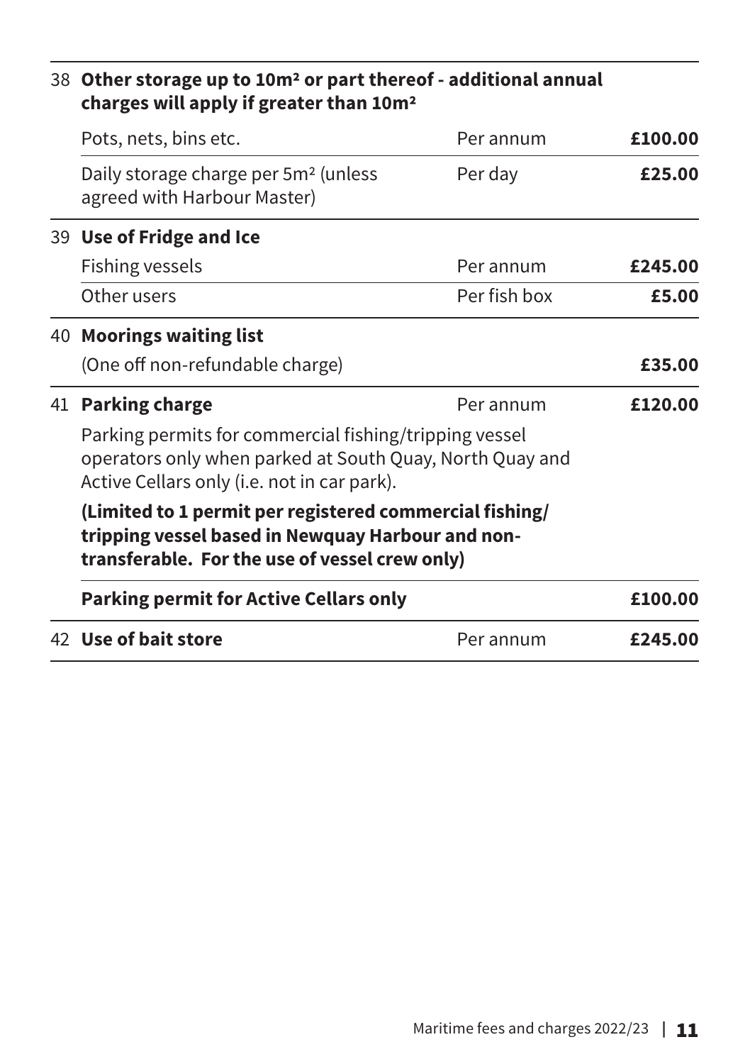| | | | |
|---|---|---|---|
| 38 | **Other storage up to 10m² or part thereof - additional annual charges will apply if greater than 10m²** | | |
| | Pots, nets, bins etc. | Per annum | **£100.00** |
| | Daily storage charge per 5m² (unless agreed with Harbour Master) | Per day | **£25.00** |
| 39 | **Use of Fridge and Ice** | | |
| | Fishing vessels | Per annum | **£245.00** |
| | Other users | Per fish box | **£5.00** |
| 40 | **Moorings waiting list** | | |
| | (One off non-refundable charge) | | **£35.00** |
| 41 | **Parking charge** | Per annum | **£120.00** |
| | Parking permits for commercial fishing/tripping vessel operators only when parked at South Quay, North Quay and Active Cellars only (i.e. not in car park). **(Limited to 1 permit per registered commercial fishing/ tripping vessel based in Newquay Harbour and non-transferable. For the use of vessel crew only)** | | |
| | **Parking permit for Active Cellars only** | | **£100.00** |
| 42 | **Use of bait store** | Per annum | **£245.00** |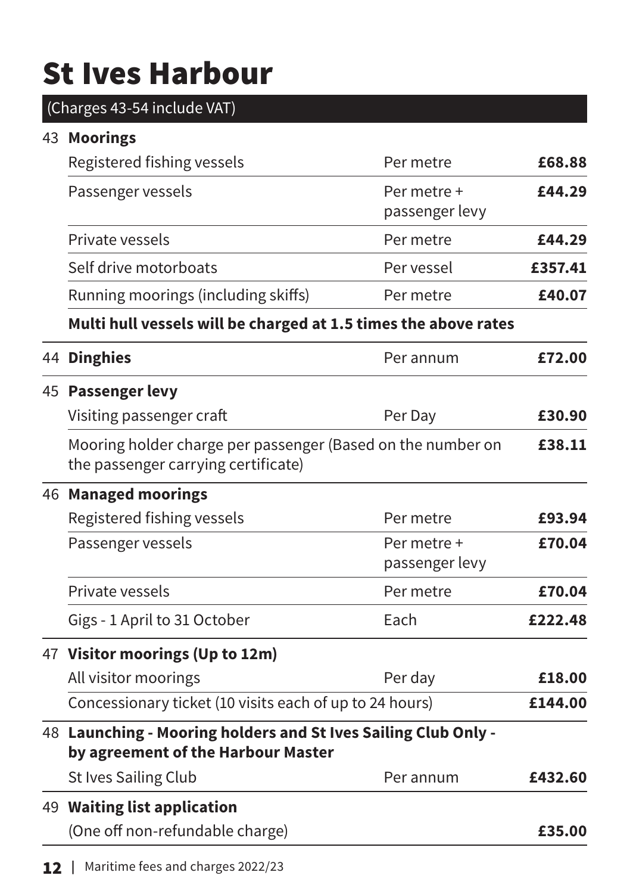# St Ives Harbour

(Charges 43-54 include VAT)

| | | | |
|---|---|---|---|
| 43 | **Moorings** | | |
| | Registered fishing vessels | Per metre | **£68.88** |
| | Passenger vessels | Per metre + passenger levy | **£44.29** |
| | Private vessels | Per metre | **£44.29** |
| | Self drive motorboats | Per vessel | **£357.41** |
| | Running moorings (including skiffs) | Per metre | **£40.07** |
| | **Multi hull vessels will be charged at 1.5 times the above rates** | | |
| 44 | **Dinghies** | Per annum | **£72.00** |
| 45 | **Passenger levy** | | |
| | Visiting passenger craft | Per Day | **£30.90** |
| | Mooring holder charge per passenger (Based on the number on the passenger carrying certificate) | | **£38.11** |
| 46 | **Managed moorings** | | |
| | Registered fishing vessels | Per metre | **£93.94** |
| | Passenger vessels | Per metre + passenger levy | **£70.04** |
| | Private vessels | Per metre | **£70.04** |
| | Gigs - 1 April to 31 October | Each | **£222.48** |
| 47 | **Visitor moorings (Up to 12m)** | | |
| | All visitor moorings | Per day | **£18.00** |
| | Concessionary ticket (10 visits each of up to 24 hours) | | **£144.00** |
| 48 | **Launching - Mooring holders and St Ives Sailing Club Only - by agreement of the Harbour Master** | | |
| | St Ives Sailing Club | Per annum | **£432.60** |
| 49 | **Waiting list application** | | |
| | (One off non-refundable charge) | | **£35.00** |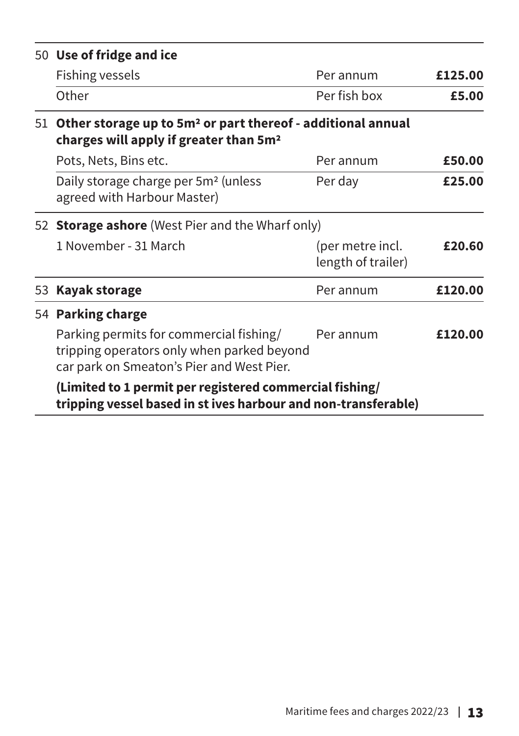| | | | |
|---|---|---|---|
| 50 | **Use of fridge and ice** | | |
| | Fishing vessels | Per annum | **£125.00** |
| | Other | Per fish box | **£5.00** |
| 51 | **Other storage up to 5m² or part thereof - additional annual charges will apply if greater than 5m²** | | |
| | Pots, Nets, Bins etc. | Per annum | **£50.00** |
| | Daily storage charge per 5m² (unless agreed with Harbour Master) | Per day | **£25.00** |
| 52 | **Storage ashore** (West Pier and the Wharf only) | | |
| | 1 November - 31 March | (per metre incl. length of trailer) | **£20.60** |
| 53 | **Kayak storage** | Per annum | **£120.00** |
| 54 | **Parking charge** | | |
| | Parking permits for commercial fishing/ tripping operators only when parked beyond car park on Smeaton's Pier and West Pier. | Per annum | **£120.00** |
| | **(Limited to 1 permit per registered commercial fishing/ tripping vessel based in st ives harbour and non-transferable)** | | |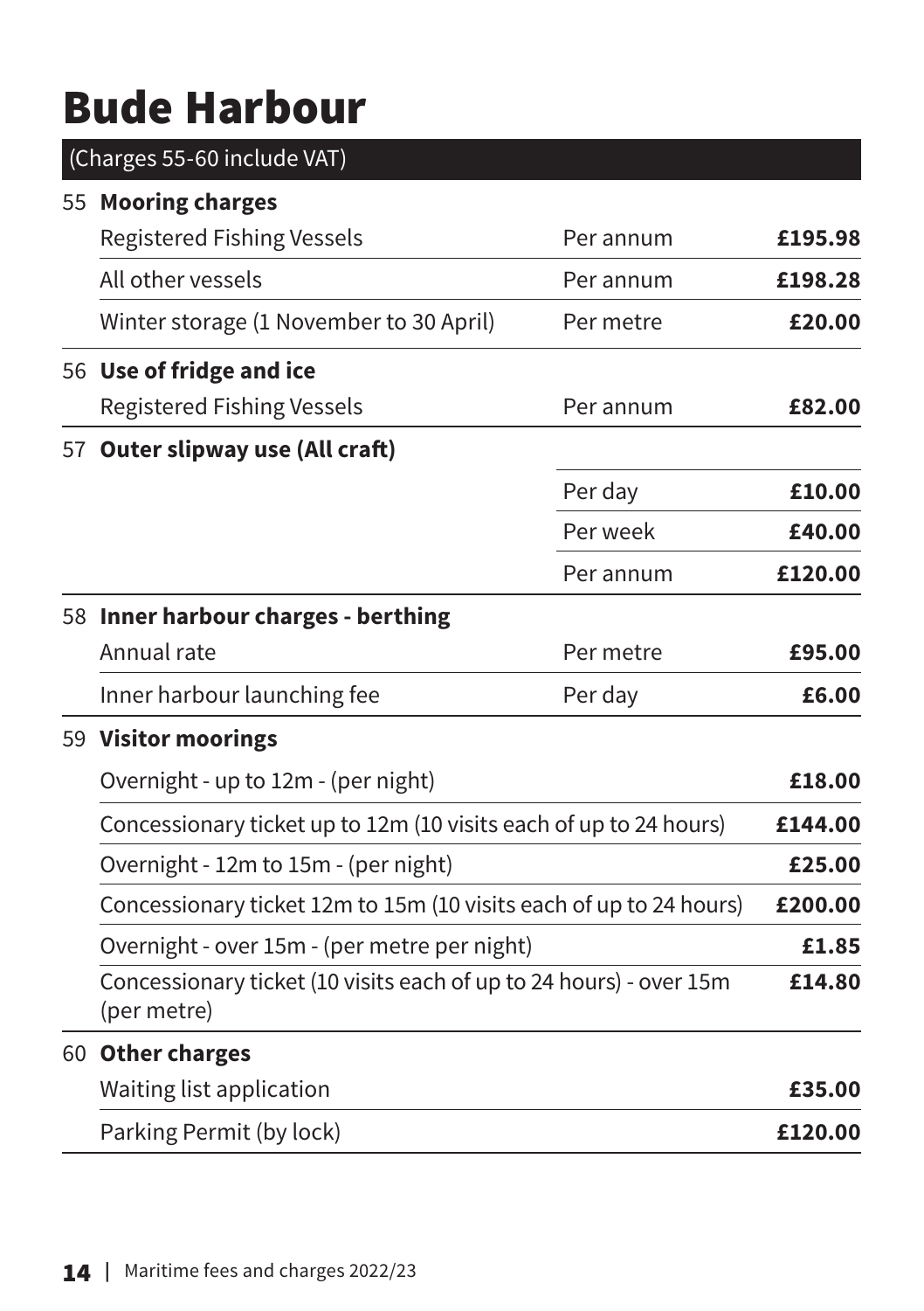# Bude Harbour

| (Charges 55-60 include VAT) | | | |
|---|---|---|---|
| 55 | **Mooring charges** | | |
| | Registered Fishing Vessels | Per annum | **£195.98** |
| | All other vessels | Per annum | **£198.28** |
| | Winter storage (1 November to 30 April) | Per metre | **£20.00** |
| 56 | **Use of fridge and ice** | | |
| | Registered Fishing Vessels | Per annum | **£82.00** |
| 57 | **Outer slipway use (All craft)** | | |
| | | Per day | **£10.00** |
| | | Per week | **£40.00** |
| | | Per annum | **£120.00** |
| 58 | **Inner harbour charges - berthing** | | |
| | Annual rate | Per metre | **£95.00** |
| | Inner harbour launching fee | Per day | **£6.00** |
| 59 | **Visitor moorings** | | |
| | Overnight - up to 12m - (per night) | | **£18.00** |
| | Concessionary ticket up to 12m (10 visits each of up to 24 hours) | | **£144.00** |
| | Overnight - 12m to 15m - (per night) | | **£25.00** |
| | Concessionary ticket 12m to 15m (10 visits each of up to 24 hours) | | **£200.00** |
| | Overnight - over 15m - (per metre per night) | | **£1.85** |
| | Concessionary ticket (10 visits each of up to 24 hours) - over 15m (per metre) | | **£14.80** |
| 60 | **Other charges** | | |
| | Waiting list application | | **£35.00** |
| | Parking Permit (by lock) | | **£120.00** |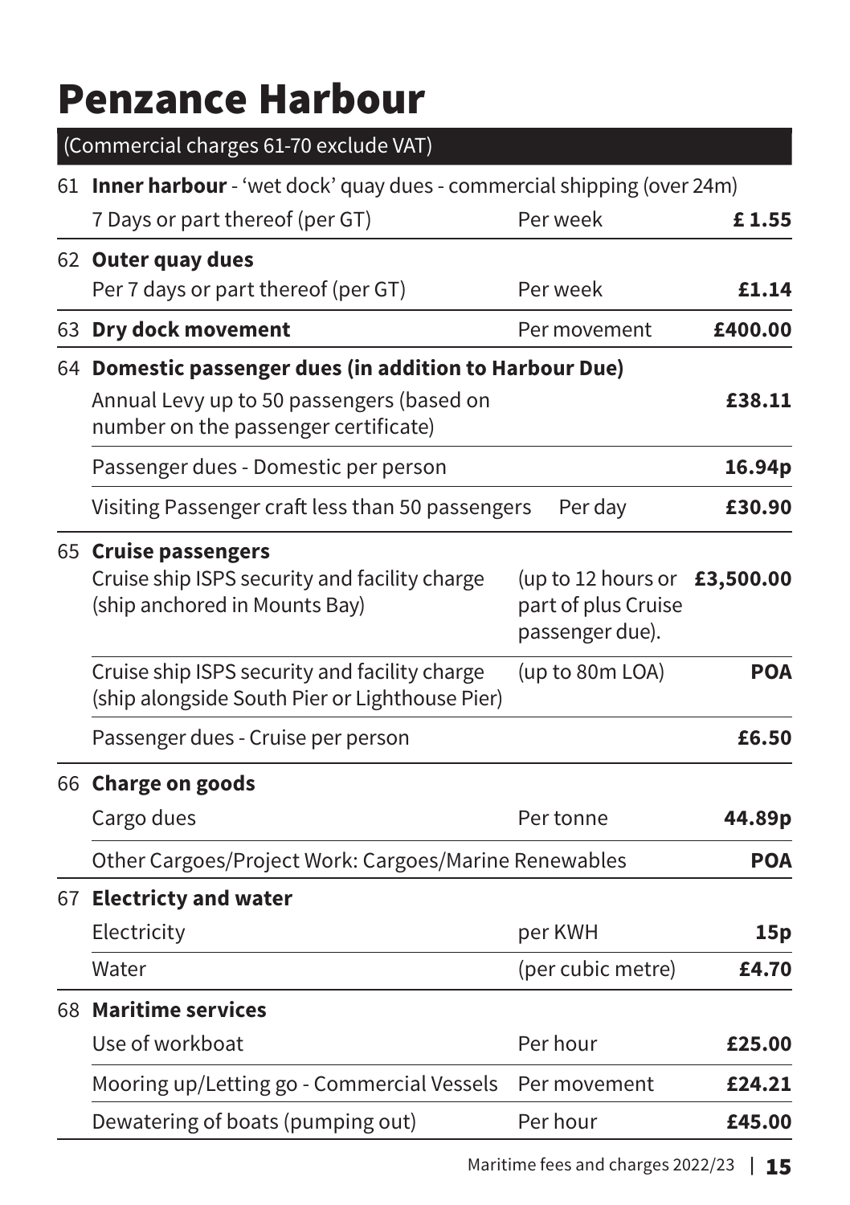# Penzance Harbour

(Commercial charges 61-70 exclude VAT)

| No. | Item | Unit | Charge |
|---|---|---|---|
| 61 | **Inner harbour** - 'wet dock' quay dues - commercial shipping (over 24m) | | |
| | 7 Days or part thereof (per GT) | Per week | **£ 1.55** |
| 62 | **Outer quay dues** | | |
| | Per 7 days or part thereof (per GT) | Per week | **£1.14** |
| 63 | **Dry dock movement** | Per movement | **£400.00** |
| 64 | **Domestic passenger dues (in addition to Harbour Due)** | | |
| | Annual Levy up to 50 passengers (based on number on the passenger certificate) | | **£38.11** |
| | Passenger dues - Domestic per person | | **16.94p** |
| | Visiting Passenger craft less than 50 passengers | Per day | **£30.90** |
| 65 | **Cruise passengers** | | |
| | Cruise ship ISPS security and facility charge (ship anchored in Mounts Bay) | (up to 12 hours or part of plus Cruise passenger due). | **£3,500.00** |
| | Cruise ship ISPS security and facility charge (ship alongside South Pier or Lighthouse Pier) | (up to 80m LOA) | **POA** |
| | Passenger dues - Cruise per person | | **£6.50** |
| 66 | **Charge on goods** | | |
| | Cargo dues | Per tonne | **44.89p** |
| | Other Cargoes/Project Work: Cargoes/Marine Renewables | | **POA** |
| 67 | **Electricty and water** | | |
| | Electricity | per KWH | **15p** |
| | Water | (per cubic metre) | **£4.70** |
| 68 | **Maritime services** | | |
| | Use of workboat | Per hour | **£25.00** |
| | Mooring up/Letting go - Commercial Vessels | Per movement | **£24.21** |
| | Dewatering of boats (pumping out) | Per hour | **£45.00** |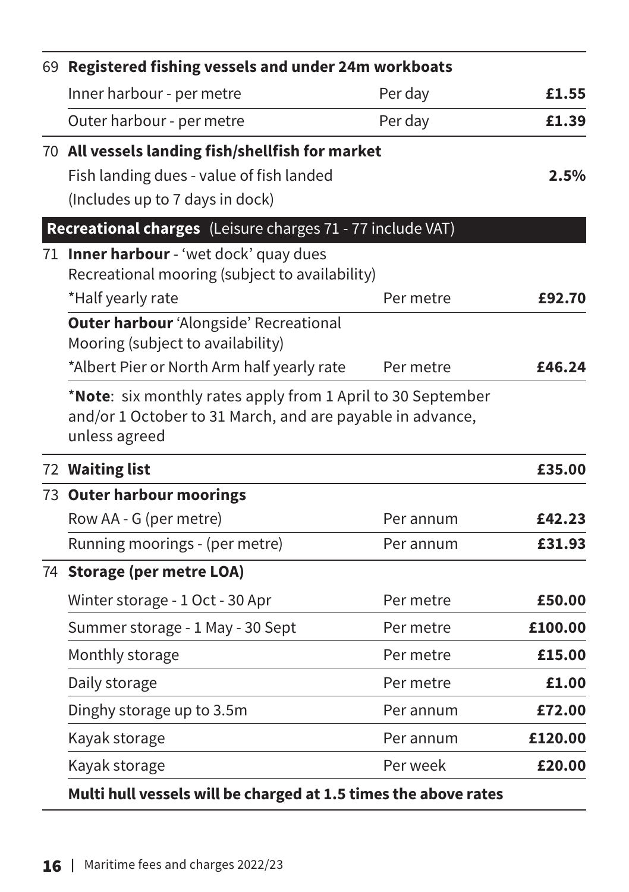| | | | |
|---|---|---|---|
| 69 | **Registered fishing vessels and under 24m workboats** | | |
| | Inner harbour - per metre | Per day | **£1.55** |
| | Outer harbour - per metre | Per day | **£1.39** |
| 70 | **All vessels landing fish/shellfish for market** | | |
| | Fish landing dues - value of fish landed (Includes up to 7 days in dock) | | **2.5%** |
| | **Recreational charges** (Leisure charges 71 - 77 include VAT) | | |
| 71 | **Inner harbour** - 'wet dock' quay dues Recreational mooring (subject to availability) | | |
| | *Half yearly rate | Per metre | **£92.70** |
| | **Outer harbour** 'Alongside' Recreational Mooring (subject to availability) | | |
| | *Albert Pier or North Arm half yearly rate | Per metre | **£46.24** |
| | *__Note__: six monthly rates apply from 1 April to 30 September and/or 1 October to 31 March, and are payable in advance, unless agreed | | |
| 72 | **Waiting list** | | **£35.00** |
| 73 | **Outer harbour moorings** | | |
| | Row AA - G (per metre) | Per annum | **£42.23** |
| | Running moorings - (per metre) | Per annum | **£31.93** |
| 74 | **Storage (per metre LOA)** | | |
| | Winter storage - 1 Oct - 30 Apr | Per metre | **£50.00** |
| | Summer storage - 1 May - 30 Sept | Per metre | **£100.00** |
| | Monthly storage | Per metre | **£15.00** |
| | Daily storage | Per metre | **£1.00** |
| | Dinghy storage up to 3.5m | Per annum | **£72.00** |
| | Kayak storage | Per annum | **£120.00** |
| | Kayak storage | Per week | **£20.00** |
| | **Multi hull vessels will be charged at 1.5 times the above rates** | | |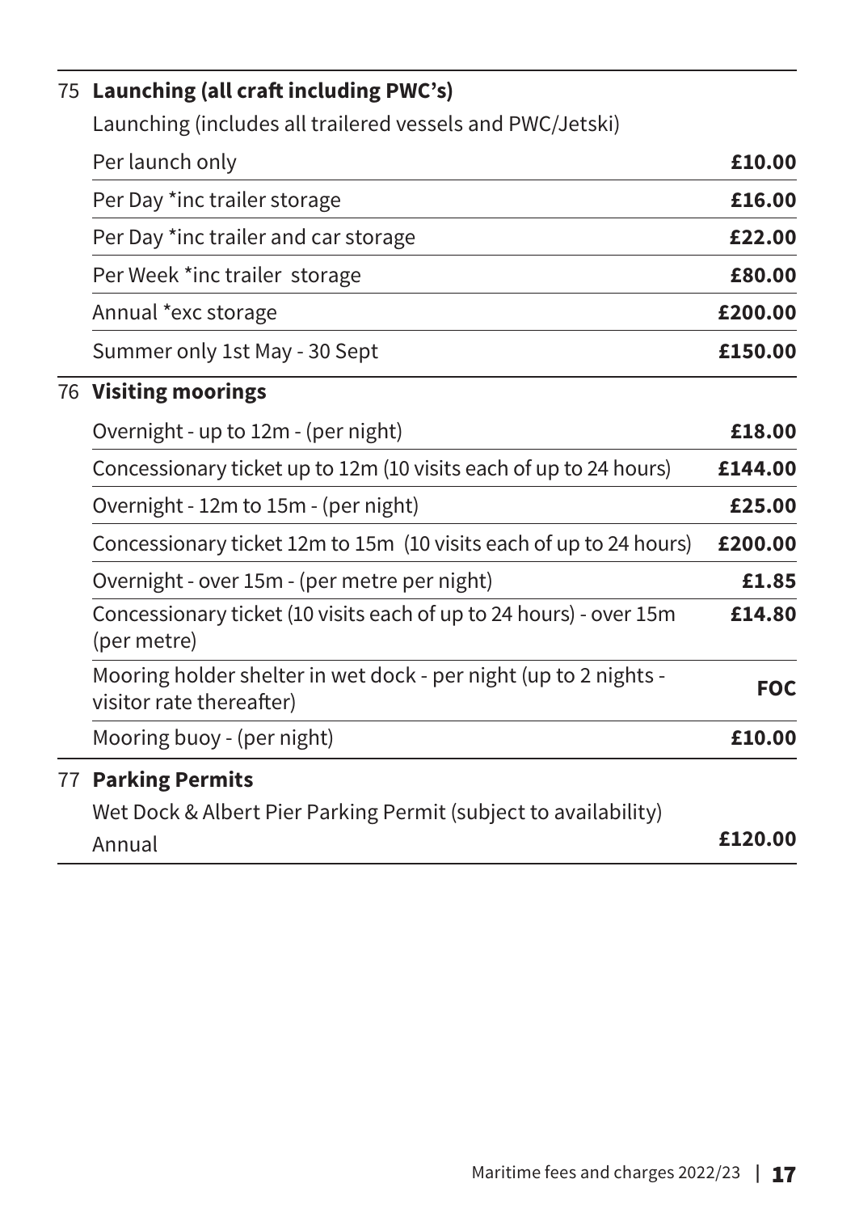| | | |
|---|---|---|
| 75 | **Launching (all craft including PWC's)** | |
| | Launching (includes all trailered vessels and PWC/Jetski) | |
| | Per launch only | **£10.00** |
| | Per Day *inc trailer storage | **£16.00** |
| | Per Day *inc trailer and car storage | **£22.00** |
| | Per Week *inc trailer storage | **£80.00** |
| | Annual *exc storage | **£200.00** |
| | Summer only 1st May - 30 Sept | **£150.00** |
| 76 | **Visiting moorings** | |
| | Overnight - up to 12m - (per night) | **£18.00** |
| | Concessionary ticket up to 12m (10 visits each of up to 24 hours) | **£144.00** |
| | Overnight - 12m to 15m - (per night) | **£25.00** |
| | Concessionary ticket 12m to 15m (10 visits each of up to 24 hours) | **£200.00** |
| | Overnight - over 15m - (per metre per night) | **£1.85** |
| | Concessionary ticket (10 visits each of up to 24 hours) - over 15m (per metre) | **£14.80** |
| | Mooring holder shelter in wet dock - per night (up to 2 nights - visitor rate thereafter) | **FOC** |
| | Mooring buoy - (per night) | **£10.00** |
| 77 | **Parking Permits** | |
| | Wet Dock & Albert Pier Parking Permit (subject to availability) Annual | **£120.00** |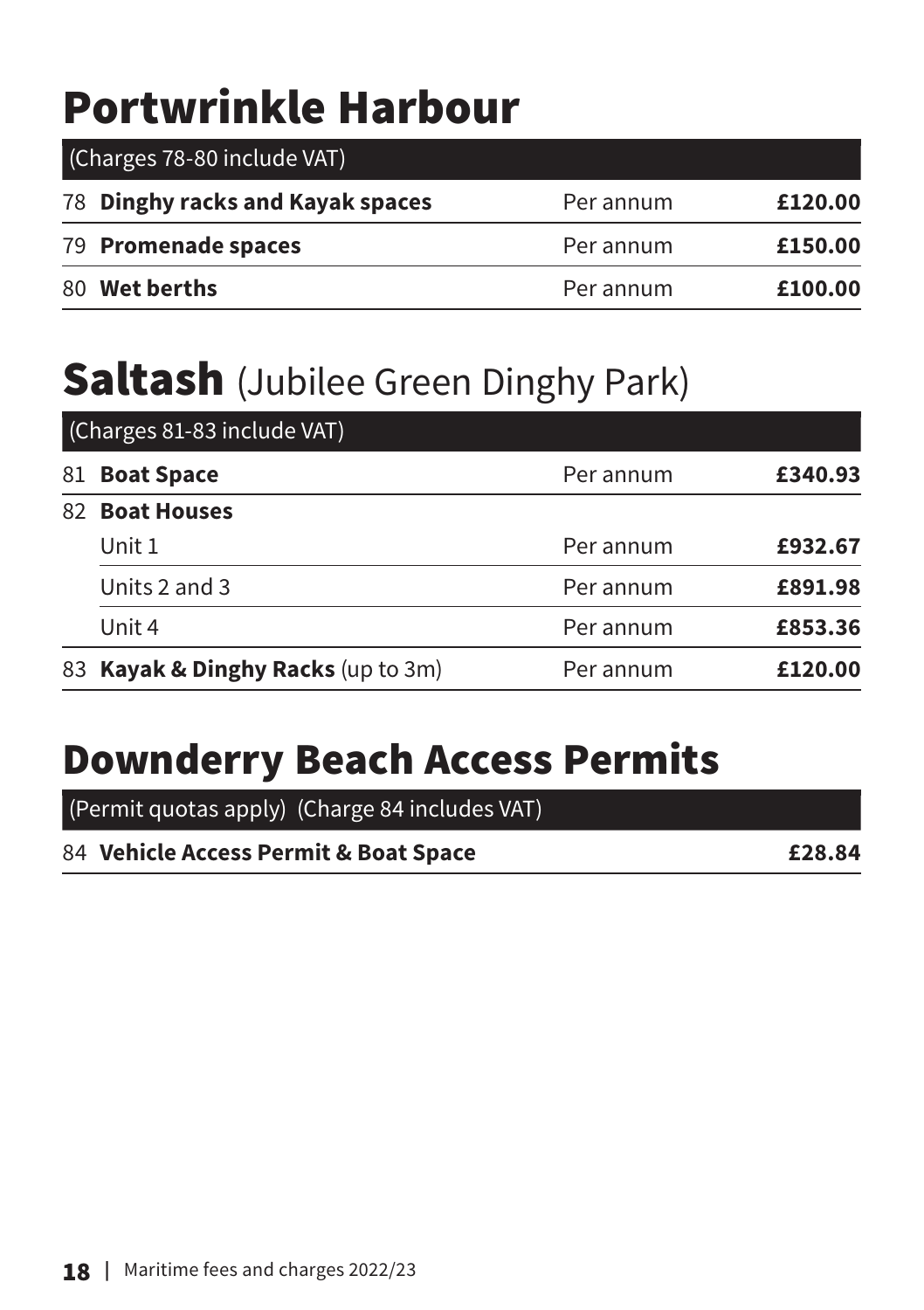# Portwrinkle Harbour

| (Charges 78-80 include VAT) | | | |
|---|---|---|---|
| 78 | **Dinghy racks and Kayak spaces** | Per annum | **£120.00** |
| 79 | **Promenade spaces** | Per annum | **£150.00** |
| 80 | **Wet berths** | Per annum | **£100.00** |

# Saltash (Jubilee Green Dinghy Park)

| (Charges 81-83 include VAT) | | | |
|---|---|---|---|
| 81 | **Boat Space** | Per annum | **£340.93** |
| 82 | **Boat Houses** | | |
| | Unit 1 | Per annum | **£932.67** |
| | Units 2 and 3 | Per annum | **£891.98** |
| | Unit 4 | Per annum | **£853.36** |
| 83 | **Kayak & Dinghy Racks** (up to 3m) | Per annum | **£120.00** |

# Downderry Beach Access Permits

| (Permit quotas apply) (Charge 84 includes VAT) | | |
|---|---|---|
| 84 | **Vehicle Access Permit & Boat Space** | **£28.84** |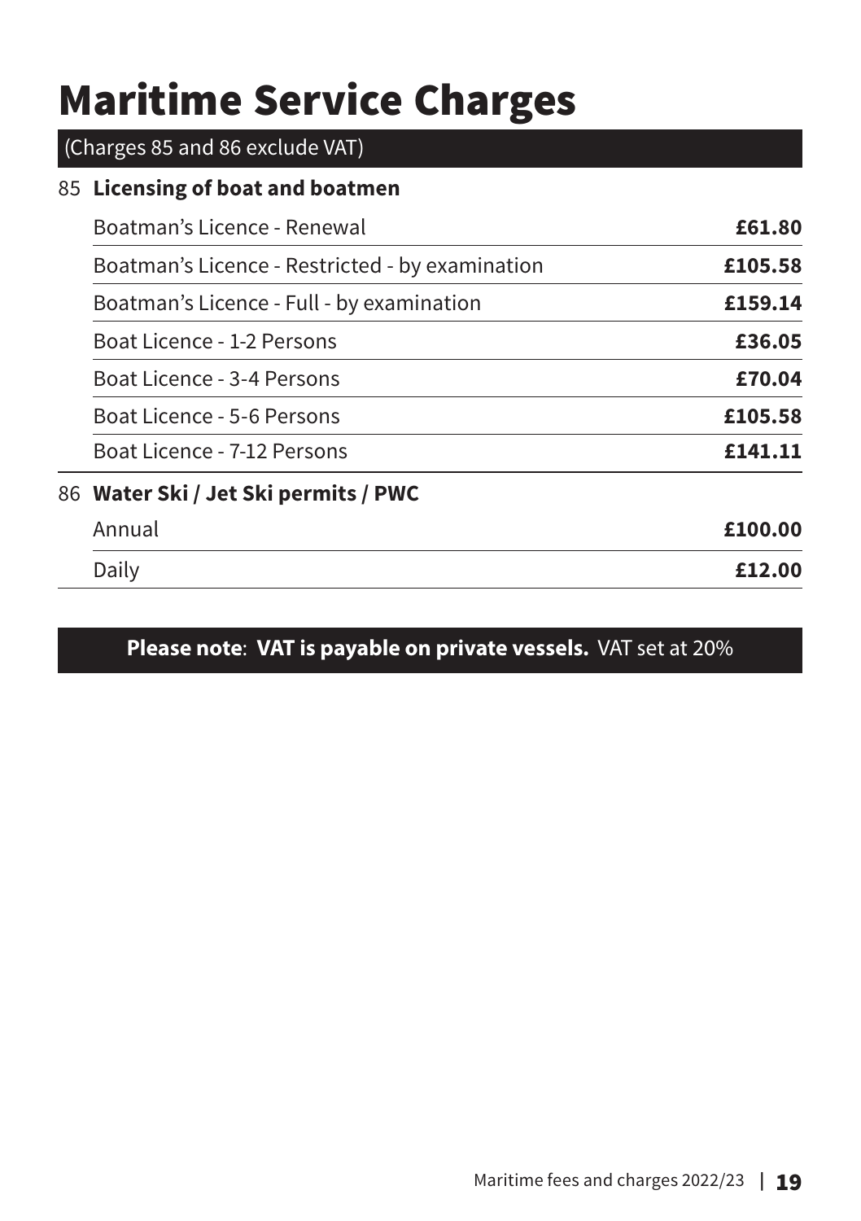# Maritime Service Charges

(Charges 85 and 86 exclude VAT)

| | | |
|---|---|---|
| 85 | **Licensing of boat and boatmen** | |
| | Boatman's Licence - Renewal | **£61.80** |
| | Boatman's Licence - Restricted - by examination | **£105.58** |
| | Boatman's Licence - Full - by examination | **£159.14** |
| | Boat Licence - 1-2 Persons | **£36.05** |
| | Boat Licence - 3-4 Persons | **£70.04** |
| | Boat Licence - 5-6 Persons | **£105.58** |
| | Boat Licence - 7-12 Persons | **£141.11** |
| 86 | **Water Ski / Jet Ski permits / PWC** | |
| | Annual | **£100.00** |
| | Daily | **£12.00** |

**Please note**: **VAT is payable on private vessels.** VAT set at 20%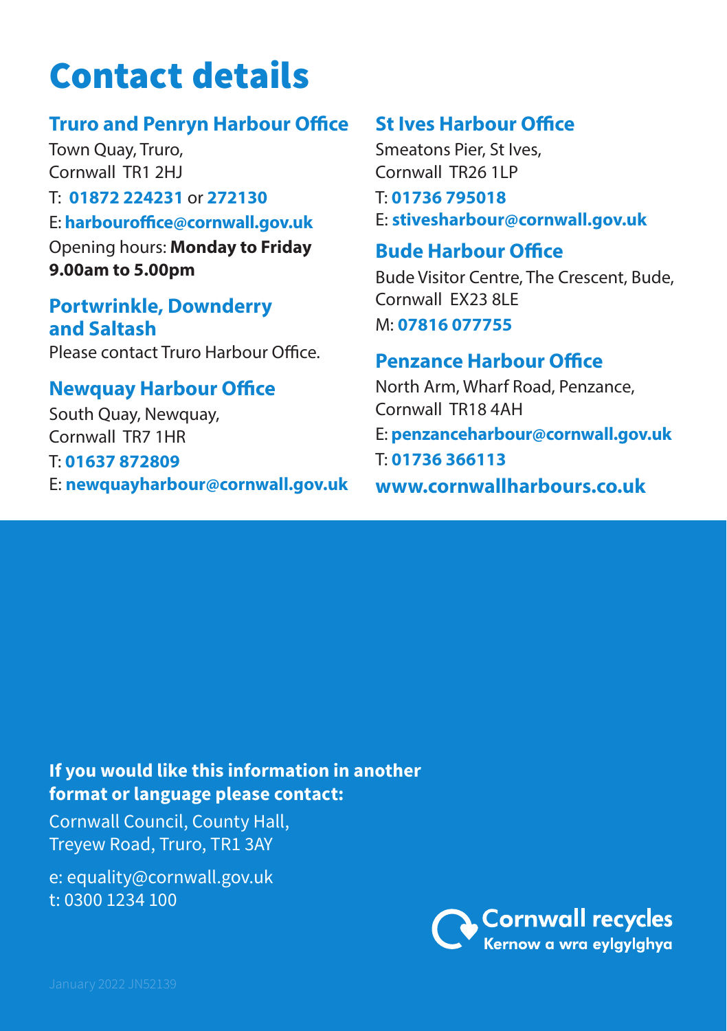# Contact details

### Truro and Penryn Harbour Office

Town Quay, Truro,
Cornwall TR1 2HJ

T: **01872 224231** or **272130**

E: **harbouroffice@cornwall.gov.uk**

Opening hours: **Monday to Friday 9.00am to 5.00pm**

### Portwrinkle, Downderry and Saltash

Please contact Truro Harbour Office.

### Newquay Harbour Office

South Quay, Newquay,
Cornwall TR7 1HR

T: **01637 872809**

E: **newquayharbour@cornwall.gov.uk**

### St Ives Harbour Office

Smeatons Pier, St Ives,
Cornwall TR26 1LP

T: **01736 795018**

E: **stivesharbour@cornwall.gov.uk**

### Bude Harbour Office

Bude Visitor Centre, The Crescent, Bude,
Cornwall EX23 8LE

M: **07816 077755**

### Penzance Harbour Office

North Arm, Wharf Road, Penzance,
Cornwall TR18 4AH

E: **penzanceharbour@cornwall.gov.uk**

T: **01736 366113**

**www.cornwallharbours.co.uk**

**If you would like this information in another format or language please contact:**

Cornwall Council, County Hall,
Treyew Road, Truro, TR1 3AY

e: equality@cornwall.gov.uk
t: 0300 1234 100

Cornwall recycles
Kernow a wra eylgylghya

January 2022 JN52139